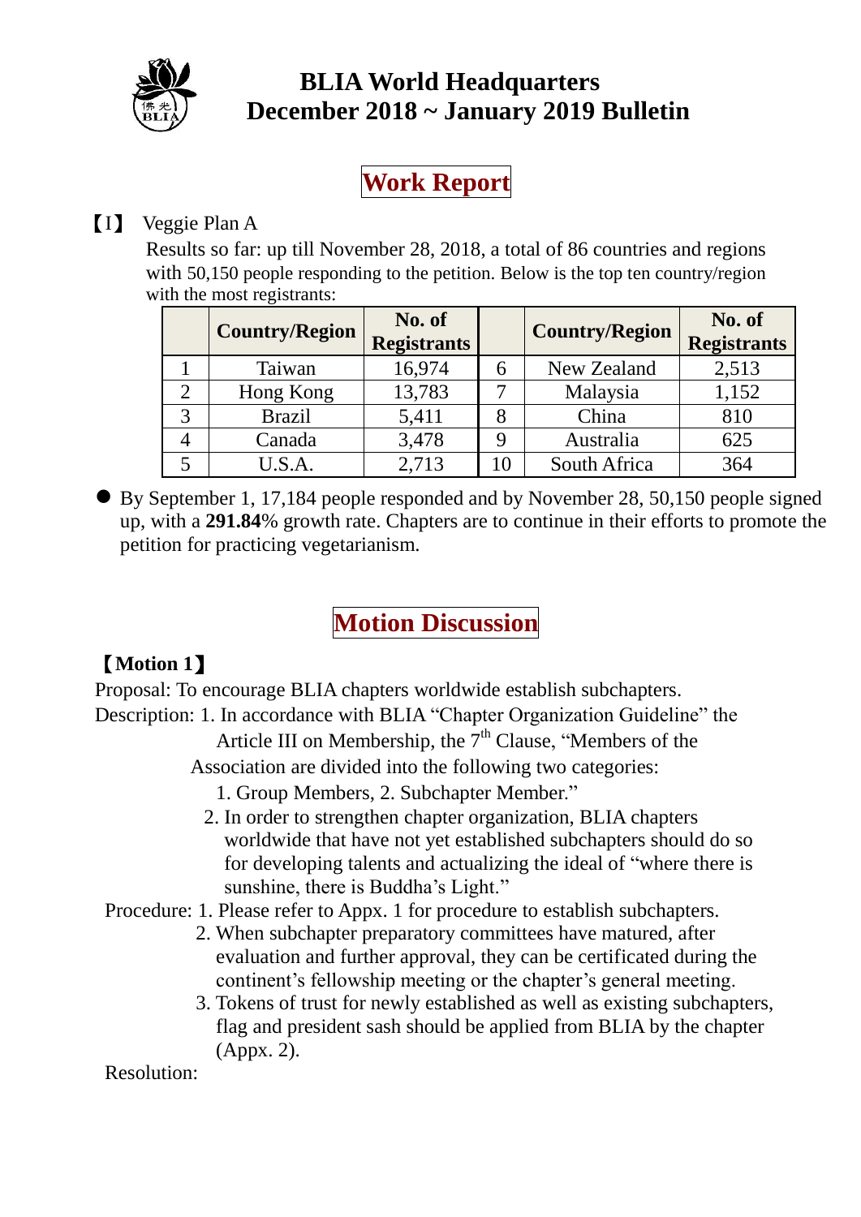# BLIA World Headquarters December 2018 ~ January 2019 Bulletin

## Work Report

【I】 Veggie Plan A

Results so far: up till November 28, 2018, a total of 86 countries and regions with 50,150 people responding to the petition. Below is the top ten country/region with the most registrants:

| | Country/Region | No. of Registrants | | Country/Region | No. of Registrants |
|---|---|---|---|---|---|
| 1 | Taiwan | 16,974 | 6 | New Zealand | 2,513 |
| 2 | Hong Kong | 13,783 | 7 | Malaysia | 1,152 |
| 3 | Brazil | 5,411 | 8 | China | 810 |
| 4 | Canada | 3,478 | 9 | Australia | 625 |
| 5 | U.S.A. | 2,713 | 10 | South Africa | 364 |

- By September 1, 17,184 people responded and by November 28, 50,150 people signed up, with a **291.84**% growth rate. Chapters are to continue in their efforts to promote the petition for practicing vegetarianism.

## Motion Discussion

**【Motion 1】**

Proposal: To encourage BLIA chapters worldwide establish subchapters.

Description: 1. In accordance with BLIA "Chapter Organization Guideline" the Article III on Membership, the 7th Clause, "Members of the Association are divided into the following two categories: 1. Group Members, 2. Subchapter Member."

2. In order to strengthen chapter organization, BLIA chapters worldwide that have not yet established subchapters should do so for developing talents and actualizing the ideal of "where there is sunshine, there is Buddha's Light."

Procedure: 1. Please refer to Appx. 1 for procedure to establish subchapters.

2. When subchapter preparatory committees have matured, after evaluation and further approval, they can be certificated during the continent's fellowship meeting or the chapter's general meeting.

3. Tokens of trust for newly established as well as existing subchapters, flag and president sash should be applied from BLIA by the chapter (Appx. 2).

Resolution: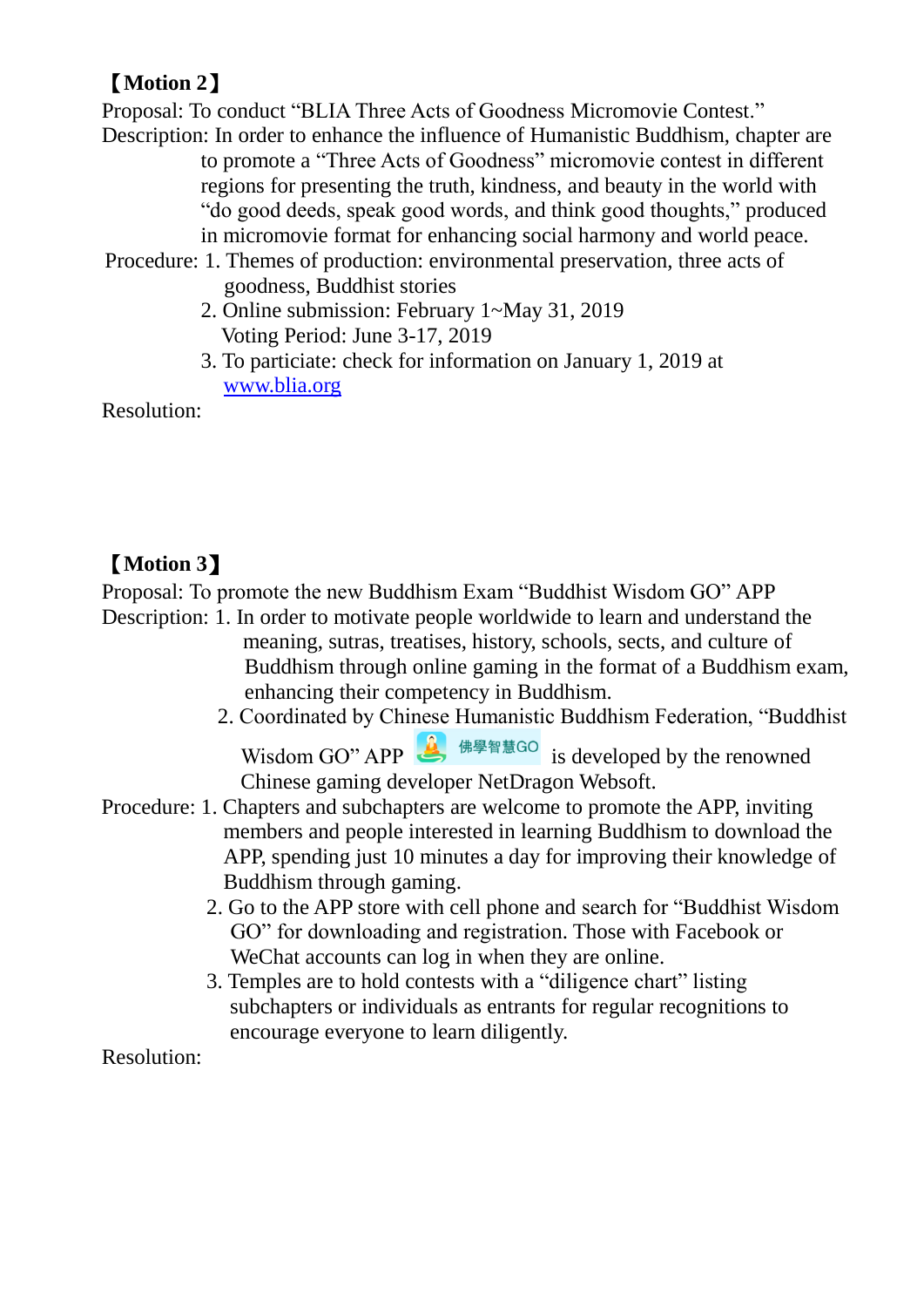**【Motion 2】**

Proposal: To conduct "BLIA Three Acts of Goodness Micromovie Contest."

Description: In order to enhance the influence of Humanistic Buddhism, chapter are to promote a "Three Acts of Goodness" micromovie contest in different regions for presenting the truth, kindness, and beauty in the world with "do good deeds, speak good words, and think good thoughts," produced in micromovie format for enhancing social harmony and world peace.

Procedure:
1. Themes of production: environmental preservation, three acts of goodness, Buddhist stories
2. Online submission: February 1~May 31, 2019
   Voting Period: June 3-17, 2019
3. To particiate: check for information on January 1, 2019 at [www.blia.org](http://www.blia.org)

Resolution:

**【Motion 3】**

Proposal: To promote the new Buddhism Exam "Buddhist Wisdom GO" APP

Description:
1. In order to motivate people worldwide to learn and understand the meaning, sutras, treatises, history, schools, sects, and culture of Buddhism through online gaming in the format of a Buddhism exam, enhancing their competency in Buddhism.
2. Coordinated by Chinese Humanistic Buddhism Federation, "Buddhist Wisdom GO" APP 佛學智慧GO is developed by the renowned Chinese gaming developer NetDragon Websoft.

Procedure:
1. Chapters and subchapters are welcome to promote the APP, inviting members and people interested in learning Buddhism to download the APP, spending just 10 minutes a day for improving their knowledge of Buddhism through gaming.
2. Go to the APP store with cell phone and search for "Buddhist Wisdom GO" for downloading and registration. Those with Facebook or WeChat accounts can log in when they are online.
3. Temples are to hold contests with a "diligence chart" listing subchapters or individuals as entrants for regular recognitions to encourage everyone to learn diligently.

Resolution: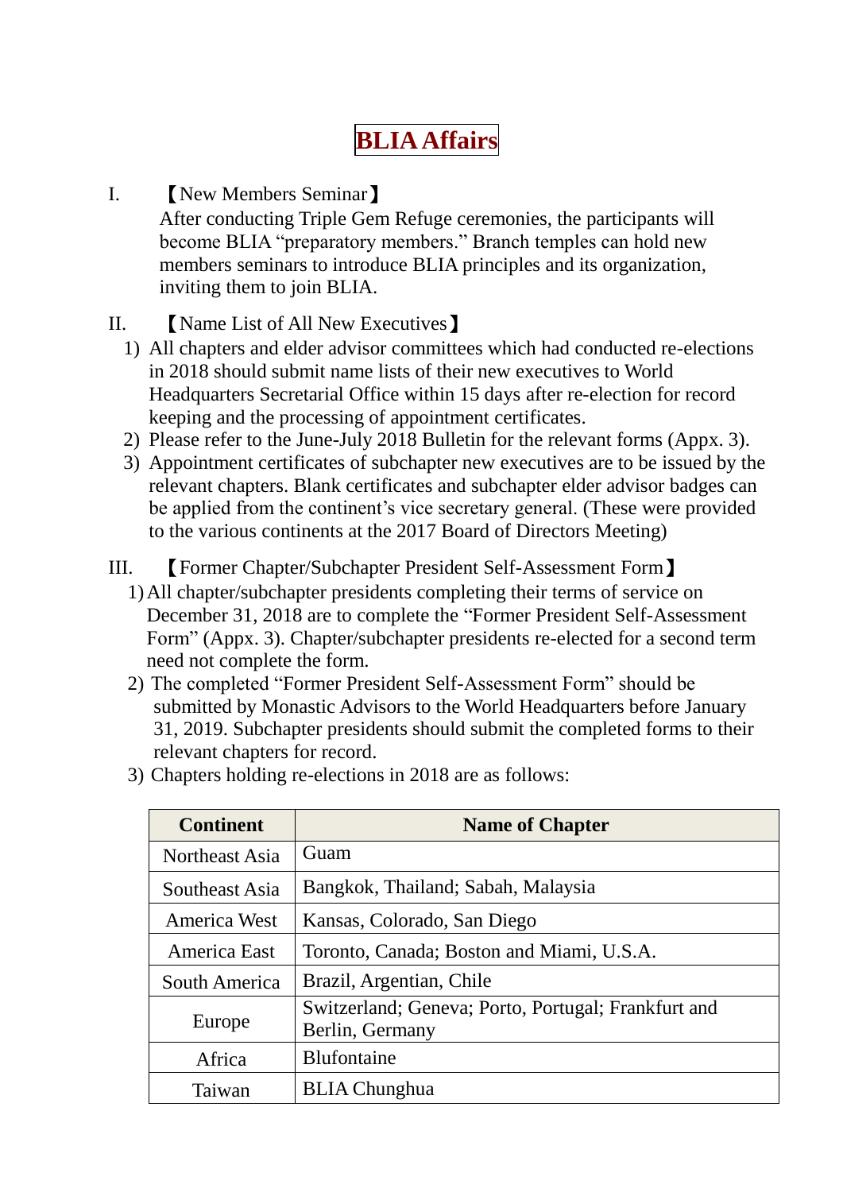# BLIA Affairs

I. 【New Members Seminar】

After conducting Triple Gem Refuge ceremonies, the participants will become BLIA "preparatory members." Branch temples can hold new members seminars to introduce BLIA principles and its organization, inviting them to join BLIA.

II. 【Name List of All New Executives】

1) All chapters and elder advisor committees which had conducted re-elections in 2018 should submit name lists of their new executives to World Headquarters Secretarial Office within 15 days after re-election for record keeping and the processing of appointment certificates.
2) Please refer to the June-July 2018 Bulletin for the relevant forms (Appx. 3).
3) Appointment certificates of subchapter new executives are to be issued by the relevant chapters. Blank certificates and subchapter elder advisor badges can be applied from the continent's vice secretary general. (These were provided to the various continents at the 2017 Board of Directors Meeting)

III. 【Former Chapter/Subchapter President Self-Assessment Form】

1) All chapter/subchapter presidents completing their terms of service on December 31, 2018 are to complete the "Former President Self-Assessment Form" (Appx. 3). Chapter/subchapter presidents re-elected for a second term need not complete the form.
2) The completed "Former President Self-Assessment Form" should be submitted by Monastic Advisors to the World Headquarters before January 31, 2019. Subchapter presidents should submit the completed forms to their relevant chapters for record.
3) Chapters holding re-elections in 2018 are as follows:

| Continent | Name of Chapter |
|---|---|
| Northeast Asia | Guam |
| Southeast Asia | Bangkok, Thailand; Sabah, Malaysia |
| America West | Kansas, Colorado, San Diego |
| America East | Toronto, Canada; Boston and Miami, U.S.A. |
| South America | Brazil, Argentian, Chile |
| Europe | Switzerland; Geneva; Porto, Portugal; Frankfurt and Berlin, Germany |
| Africa | Blufontaine |
| Taiwan | BLIA Chunghua |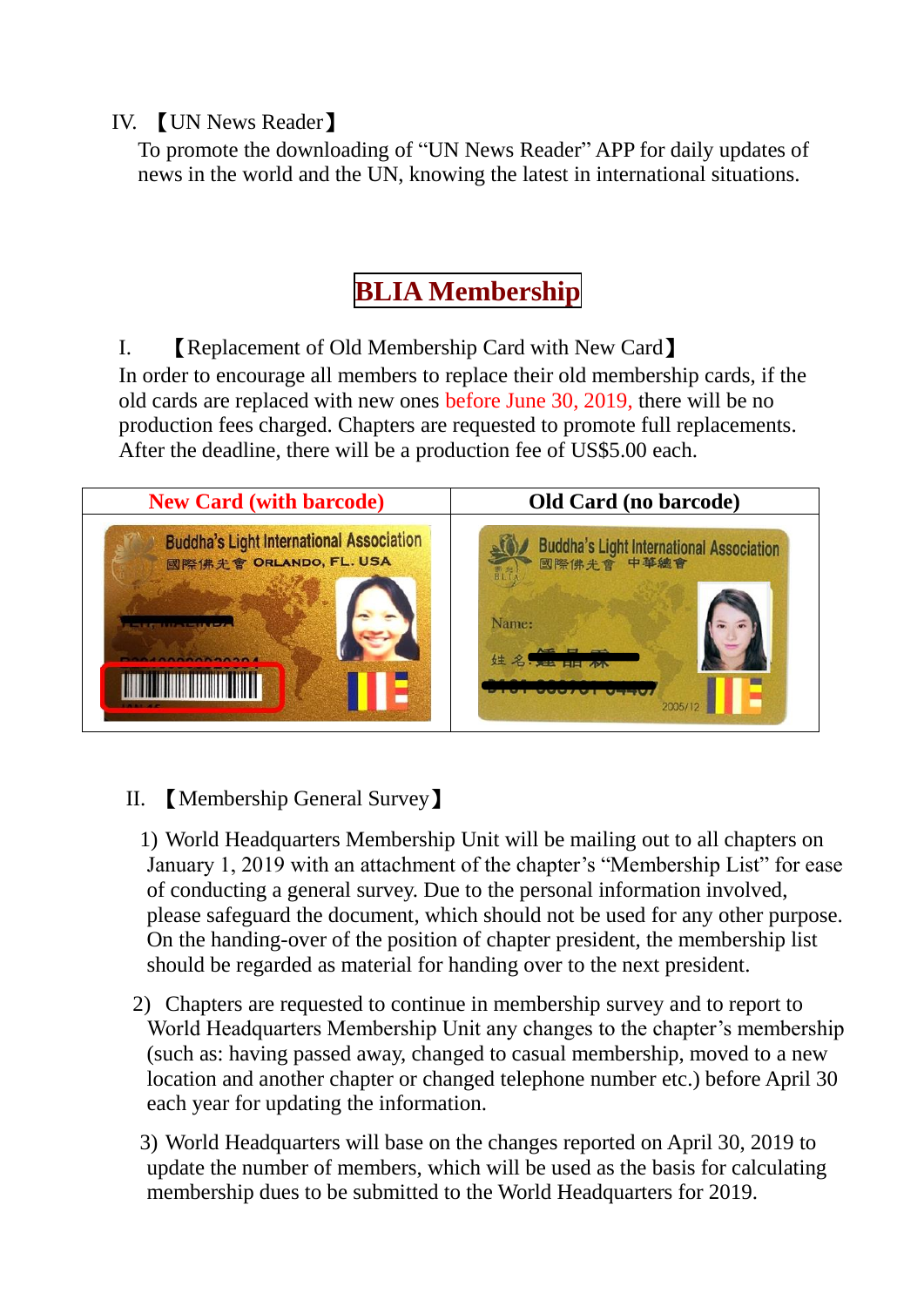IV. 【UN News Reader】

To promote the downloading of "UN News Reader" APP for daily updates of news in the world and the UN, knowing the latest in international situations.

# BLIA Membership

I. 【Replacement of Old Membership Card with New Card】

In order to encourage all members to replace their old membership cards, if the old cards are replaced with new ones before June 30, 2019, there will be no production fees charged. Chapters are requested to promote full replacements. After the deadline, there will be a production fee of US$5.00 each.

| New Card (with barcode) | Old Card (no barcode) |
|---|---|
| | |

II. 【Membership General Survey】

1) World Headquarters Membership Unit will be mailing out to all chapters on January 1, 2019 with an attachment of the chapter's "Membership List" for ease of conducting a general survey. Due to the personal information involved, please safeguard the document, which should not be used for any other purpose. On the handing-over of the position of chapter president, the membership list should be regarded as material for handing over to the next president.

2) Chapters are requested to continue in membership survey and to report to World Headquarters Membership Unit any changes to the chapter's membership (such as: having passed away, changed to casual membership, moved to a new location and another chapter or changed telephone number etc.) before April 30 each year for updating the information.

3) World Headquarters will base on the changes reported on April 30, 2019 to update the number of members, which will be used as the basis for calculating membership dues to be submitted to the World Headquarters for 2019.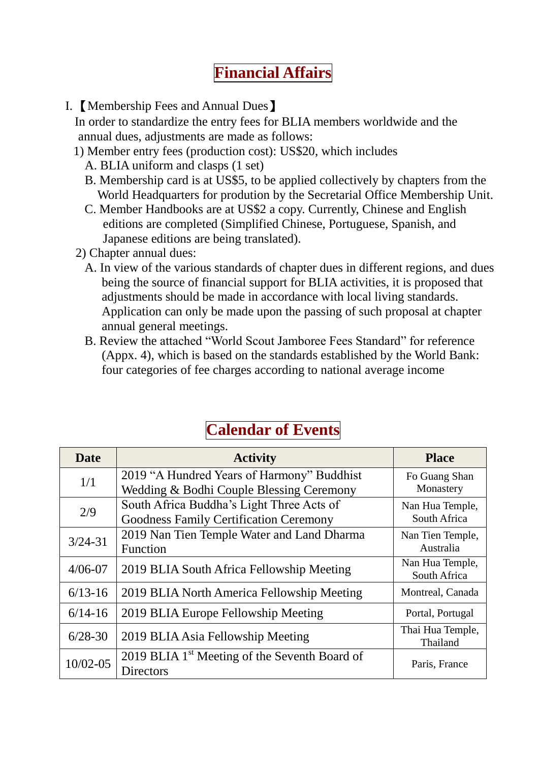# Financial Affairs

I. 【Membership Fees and Annual Dues】

In order to standardize the entry fees for BLIA members worldwide and the annual dues, adjustments are made as follows:

1) Member entry fees (production cost): US$20, which includes

A. BLIA uniform and clasps (1 set)

B. Membership card is at US$5, to be applied collectively by chapters from the World Headquarters for prodution by the Secretarial Office Membership Unit.

C. Member Handbooks are at US$2 a copy. Currently, Chinese and English editions are completed (Simplified Chinese, Portuguese, Spanish, and Japanese editions are being translated).

2) Chapter annual dues:

A. In view of the various standards of chapter dues in different regions, and dues being the source of financial support for BLIA activities, it is proposed that adjustments should be made in accordance with local living standards. Application can only be made upon the passing of such proposal at chapter annual general meetings.

B. Review the attached "World Scout Jamboree Fees Standard" for reference (Appx. 4), which is based on the standards established by the World Bank: four categories of fee charges according to national average income

# Calendar of Events

| Date | Activity | Place |
|---|---|---|
| 1/1 | 2019 "A Hundred Years of Harmony" Buddhist Wedding & Bodhi Couple Blessing Ceremony | Fo Guang Shan Monastery |
| 2/9 | South Africa Buddha's Light Three Acts of Goodness Family Certification Ceremony | Nan Hua Temple, South Africa |
| 3/24-31 | 2019 Nan Tien Temple Water and Land Dharma Function | Nan Tien Temple, Australia |
| 4/06-07 | 2019 BLIA South Africa Fellowship Meeting | Nan Hua Temple, South Africa |
| 6/13-16 | 2019 BLIA North America Fellowship Meeting | Montreal, Canada |
| 6/14-16 | 2019 BLIA Europe Fellowship Meeting | Portal, Portugal |
| 6/28-30 | 2019 BLIA Asia Fellowship Meeting | Thai Hua Temple, Thailand |
| 10/02-05 | 2019 BLIA 1st Meeting of the Seventh Board of Directors | Paris, France |